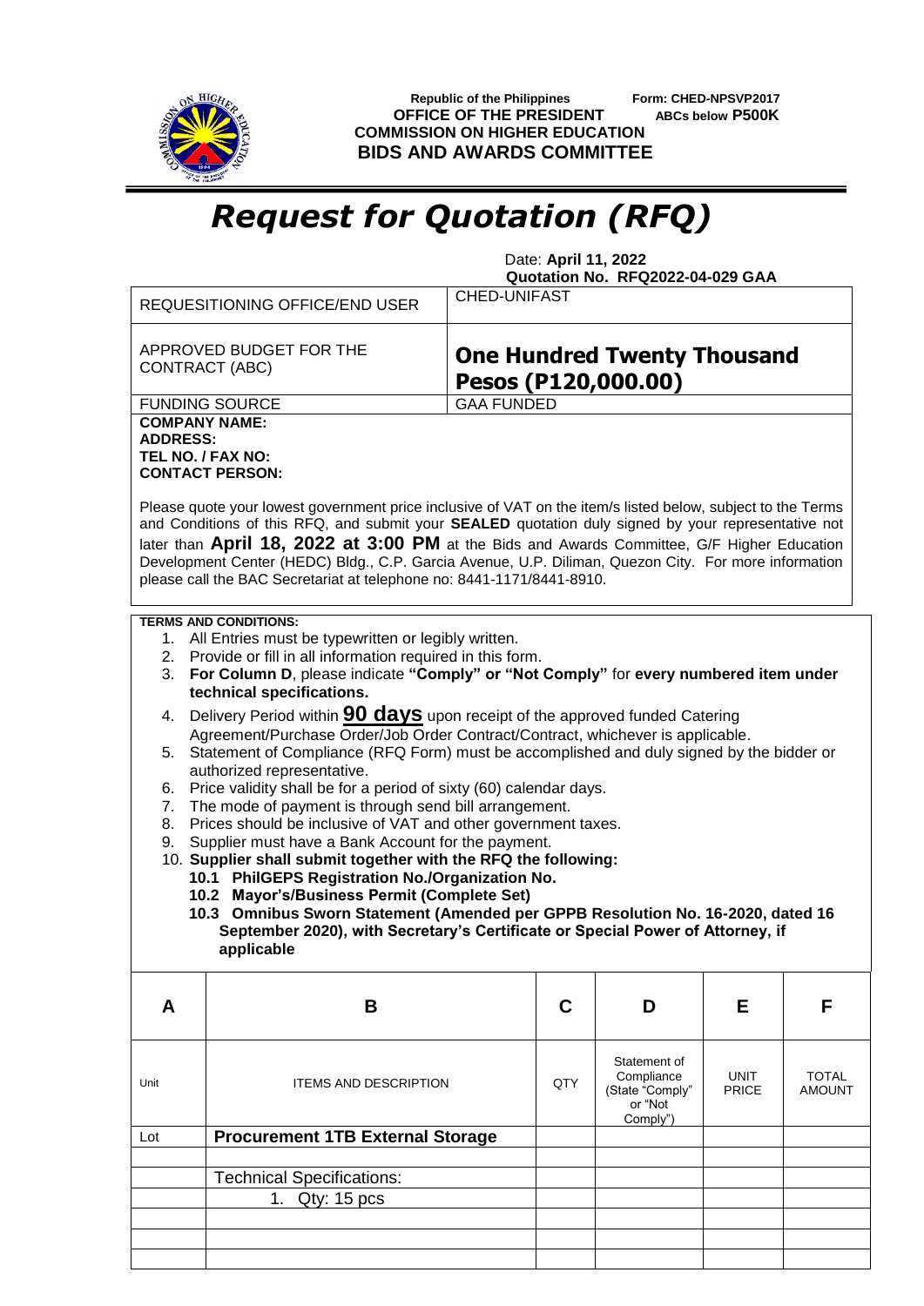Republic of the Philippines
OFFICE OF THE PRESIDENT
COMMISSION ON HIGHER EDUCATION
**BIDS AND AWARDS COMMITTEE**

Form: CHED-NPSVP2017
ABCs below **P500K**

# *Request for Quotation (RFQ)*

Date: **April 11, 2022**
**Quotation No. RFQ2022-04-029 GAA**

| | |
|---|---|
| REQUESITIONING OFFICE/END USER | CHED-UNIFAST |
| APPROVED BUDGET FOR THE CONTRACT (ABC) | **One Hundred Twenty Thousand Pesos (P120,000.00)** |
| FUNDING SOURCE | GAA FUNDED |

**COMPANY NAME:**
**ADDRESS:**
**TEL NO. / FAX NO:**
**CONTACT PERSON:**

Please quote your lowest government price inclusive of VAT on the item/s listed below, subject to the Terms and Conditions of this RFQ, and submit your **SEALED** quotation duly signed by your representative not later than **April 18, 2022 at 3:00 PM** at the Bids and Awards Committee, G/F Higher Education Development Center (HEDC) Bldg., C.P. Garcia Avenue, U.P. Diliman, Quezon City. For more information please call the BAC Secretariat at telephone no: 8441-1171/8441-8910.

**TERMS AND CONDITIONS:**

1. All Entries must be typewritten or legibly written.
2. Provide or fill in all information required in this form.
3. **For Column D**, please indicate **"Comply" or "Not Comply"** for **every numbered item under technical specifications.**
4. Delivery Period within **90 days** upon receipt of the approved funded Catering Agreement/Purchase Order/Job Order Contract/Contract, whichever is applicable.
5. Statement of Compliance (RFQ Form) must be accomplished and duly signed by the bidder or authorized representative.
6. Price validity shall be for a period of sixty (60) calendar days.
7. The mode of payment is through send bill arrangement.
8. Prices should be inclusive of VAT and other government taxes.
9. Supplier must have a Bank Account for the payment.
10. **Supplier shall submit together with the RFQ the following:**
    **10.1 PhilGEPS Registration No./Organization No.**
    **10.2 Mayor's/Business Permit (Complete Set)**
    **10.3 Omnibus Sworn Statement (Amended per GPPB Resolution No. 16-2020, dated 16 September 2020), with Secretary's Certificate or Special Power of Attorney, if applicable**

| A | B | C | D | E | F |
|---|---|---|---|---|---|
| Unit | ITEMS AND DESCRIPTION | QTY | Statement of Compliance (State "Comply" or "Not Comply") | UNIT PRICE | TOTAL AMOUNT |
| Lot | **Procurement 1TB External Storage** | | | | |
| | | | | | |
| | Technical Specifications: | | | | |
| | 1. Qty: 15 pcs | | | | |
| | | | | | |
| | | | | | |
| | | | | | |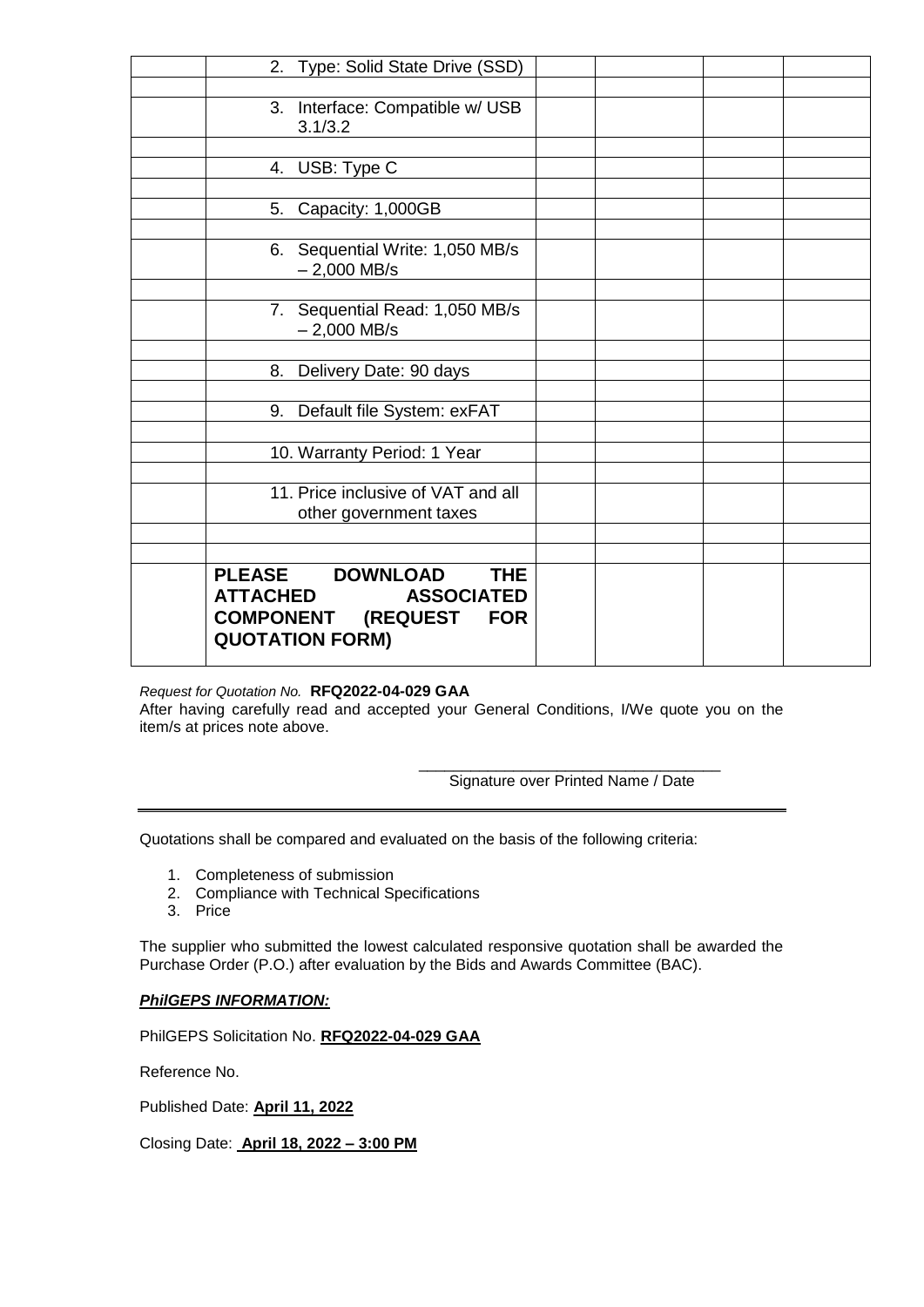| | | | | | |
|---|---|---|---|---|---|
| | 2. Type: Solid State Drive (SSD) | | | | |
| | | | | | |
| | 3. Interface: Compatible w/ USB 3.1/3.2 | | | | |
| | | | | | |
| | 4. USB: Type C | | | | |
| | | | | | |
| | 5. Capacity: 1,000GB | | | | |
| | | | | | |
| | 6. Sequential Write: 1,050 MB/s – 2,000 MB/s | | | | |
| | | | | | |
| | 7. Sequential Read: 1,050 MB/s – 2,000 MB/s | | | | |
| | | | | | |
| | 8. Delivery Date: 90 days | | | | |
| | | | | | |
| | 9. Default file System: exFAT | | | | |
| | | | | | |
| | 10. Warranty Period: 1 Year | | | | |
| | | | | | |
| | 11. Price inclusive of VAT and all other government taxes | | | | |
| | | | | | |
| | | | | | |
| | **PLEASE DOWNLOAD THE ATTACHED ASSOCIATED COMPONENT (REQUEST FOR QUOTATION FORM)** | | | | |

*Request for Quotation No.* **RFQ2022-04-029 GAA**

After having carefully read and accepted your General Conditions, I/We quote you on the item/s at prices note above.

\_\_\_\_\_\_\_\_\_\_\_\_\_\_\_\_\_\_\_\_\_\_\_\_\_\_\_\_\_\_\_\_\_\_\_

Signature over Printed Name / Date

---

Quotations shall be compared and evaluated on the basis of the following criteria:

1. Completeness of submission
2. Compliance with Technical Specifications
3. Price

The supplier who submitted the lowest calculated responsive quotation shall be awarded the Purchase Order (P.O.) after evaluation by the Bids and Awards Committee (BAC).

***PhilGEPS INFORMATION:***

PhilGEPS Solicitation No. **RFQ2022-04-029 GAA**

Reference No.

Published Date: **April 11, 2022**

Closing Date: **April 18, 2022 – 3:00 PM**